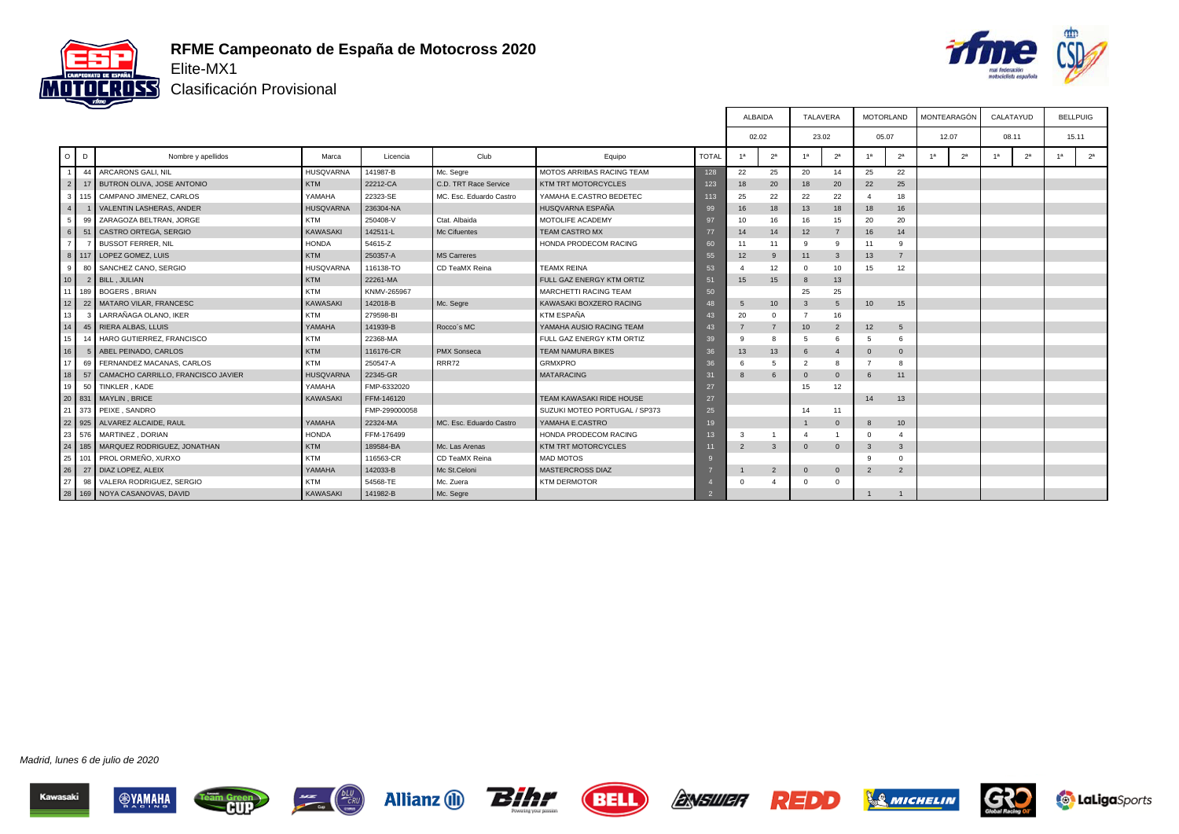# RFME Campeonato de España de Motocross 2020

## Elite-MX1

### Clasificación Provisional

| O | D | Nombre y apellidos | Marca | Licencia | Club | Equipo | TOTAL | ALBAIDA 02.02 | | TALAVERA 23.02 | | MOTORLAND 05.07 | | MONTEARAGÓN 12.07 | | CALATAYUD 08.11 | | BELLPUIG 15.11 | |
|---|---|---|---|---|---|---|---|---|---|---|---|---|---|---|---|---|---|---|---|
| | | | | | | | | 1ª | 2ª | 1ª | 2ª | 1ª | 2ª | 1ª | 2ª | 1ª | 2ª | 1ª | 2ª |
| 1 | 44 | ARCARONS GALI, NIL | HUSQVARNA | 141987-B | Mc. Segre | MOTOS ARRIBAS RACING TEAM | 128 | 22 | 25 | 20 | 14 | 25 | 22 | | | | | | |
| 2 | 17 | BUTRON OLIVA, JOSE ANTONIO | KTM | 22212-CA | C.D. TRT Race Service | KTM TRT MOTORCYCLES | 123 | 18 | 20 | 18 | 20 | 22 | 25 | | | | | | |
| 3 | 115 | CAMPANO JIMENEZ, CARLOS | YAMAHA | 22323-SE | MC. Esc. Eduardo Castro | YAMAHA E.CASTRO BEDETEC | 113 | 25 | 22 | 22 | 22 | 4 | 18 | | | | | | |
| 4 | 1 | VALENTIN LASHERAS, ANDER | HUSQVARNA | 236304-NA | | HUSQVARNA ESPAÑA | 99 | 16 | 18 | 13 | 18 | 18 | 16 | | | | | | |
| 5 | 99 | ZARAGOZA BELTRAN, JORGE | KTM | 250408-V | Ctat. Albaida | MOTOLIFE ACADEMY | 97 | 10 | 16 | 16 | 15 | 20 | 20 | | | | | | |
| 6 | 51 | CASTRO ORTEGA, SERGIO | KAWASAKI | 142511-L | Mc Cifuentes | TEAM CASTRO MX | 77 | 14 | 14 | 12 | 7 | 16 | 14 | | | | | | |
| 7 | 7 | BUSSOT FERRER, NIL | HONDA | 54615-Z | | HONDA PRODECOM RACING | 60 | 11 | 11 | 9 | 9 | 11 | 9 | | | | | | |
| 8 | 117 | LOPEZ GOMEZ, LUIS | KTM | 250357-A | MS Carreres | | 55 | 12 | 9 | 11 | 3 | 13 | 7 | | | | | | |
| 9 | 80 | SANCHEZ CANO, SERGIO | HUSQVARNA | 116138-TO | CD TeaMX Reina | TEAMX REINA | 53 | 4 | 12 | 0 | 10 | 15 | 12 | | | | | | |
| 10 | 2 | BILL , JULIAN | KTM | 22261-MA | | FULL GAZ ENERGY KTM ORTIZ | 51 | 15 | 15 | 8 | 13 | | | | | | | | |
| 11 | 189 | BOGERS , BRIAN | KTM | KNMV-265967 | | MARCHETTI RACING TEAM | 50 | | | 25 | 25 | | | | | | | | |
| 12 | 22 | MATARO VILAR, FRANCESC | KAWASAKI | 142018-B | Mc. Segre | KAWASAKI BOXZERO RACING | 48 | 5 | 10 | 3 | 5 | 10 | 15 | | | | | | |
| 13 | 3 | LARRAÑAGA OLANO, IKER | KTM | 279598-BI | | KTM ESPAÑA | 43 | 20 | 0 | 7 | 16 | | | | | | | | |
| 14 | 45 | RIERA ALBAS, LLUIS | YAMAHA | 141939-B | Rocco´s MC | YAMAHA AUSIO RACING TEAM | 43 | 7 | 7 | 10 | 2 | 12 | 5 | | | | | | |
| 15 | 14 | HARO GUTIERREZ, FRANCISCO | KTM | 22368-MA | | FULL GAZ ENERGY KTM ORTIZ | 39 | 9 | 8 | 5 | 6 | 5 | 6 | | | | | | |
| 16 | 5 | ABEL PEINADO, CARLOS | KTM | 116176-CR | PMX Sonseca | TEAM NAMURA BIKES | 36 | 13 | 13 | 6 | 4 | 0 | 0 | | | | | | |
| 17 | 69 | FERNANDEZ MACANAS, CARLOS | KTM | 250547-A | RRR72 | GRMXPRO | 36 | 6 | 5 | 2 | 8 | 7 | 8 | | | | | | |
| 18 | 57 | CAMACHO CARRILLO, FRANCISCO JAVIER | HUSQVARNA | 22345-GR | | MATARACING | 31 | 8 | 6 | 0 | 0 | 6 | 11 | | | | | | |
| 19 | 50 | TINKLER , KADE | YAMAHA | FMP-6332020 | | | 27 | | | 15 | 12 | | | | | | | | |
| 20 | 831 | MAYLIN , BRICE | KAWASAKI | FFM-146120 | | TEAM KAWASAKI RIDE HOUSE | 27 | | | | | 14 | 13 | | | | | | |
| 21 | 373 | PEIXE , SANDRO | | FMP-299000058 | | SUZUKI MOTEO PORTUGAL / SP373 | 25 | | | 14 | 11 | | | | | | | | |
| 22 | 925 | ALVAREZ ALCAIDE, RAUL | YAMAHA | 22324-MA | MC. Esc. Eduardo Castro | YAMAHA E.CASTRO | 19 | | | 1 | 0 | 8 | 10 | | | | | | |
| 23 | 576 | MARTINEZ , DORIAN | HONDA | FFM-176499 | | HONDA PRODECOM RACING | 13 | 3 | 1 | 4 | 1 | 0 | 4 | | | | | | |
| 24 | 185 | MARQUEZ RODRIGUEZ, JONATHAN | KTM | 189584-BA | Mc. Las Arenas | KTM TRT MOTORCYCLES | 11 | 2 | 3 | 0 | 0 | 3 | 3 | | | | | | |
| 25 | 101 | PROL ORMEÑO, XURXO | KTM | 116563-CR | CD TeaMX Reina | MAD MOTOS | 9 | | | | | 9 | 0 | | | | | | |
| 26 | 27 | DIAZ LOPEZ, ALEIX | YAMAHA | 142033-B | Mc St.Celoni | MASTERCROSS DIAZ | 7 | 1 | 2 | 0 | 0 | 2 | 2 | | | | | | |
| 27 | 98 | VALERA RODRIGUEZ, SERGIO | KTM | 54568-TE | Mc. Zuera | KTM DERMOTOR | 4 | 0 | 4 | 0 | 0 | | | | | | | | |
| 28 | 169 | NOYA CASANOVAS, DAVID | KAWASAKI | 141982-B | Mc. Segre | | 2 | | | | | 1 | 1 | | | | | | |

*Madrid, lunes 6 de julio de 2020*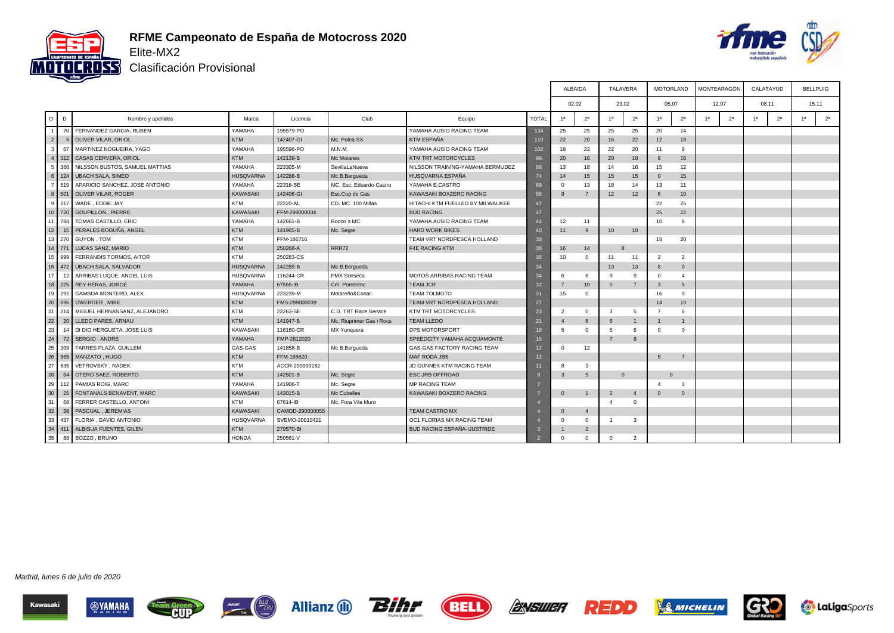# RFME Campeonato de España de Motocross 2020

Elite-MX2

Clasificación Provisional

| O | D | Nombre y apellidos | Marca | Licencia | Club | Equipo | TOTAL | ALBAIDA 02.02 1ª | ALBAIDA 02.02 2ª | TALAVERA 23.02 1ª | TALAVERA 23.02 2ª | MOTORLAND 05.07 1ª | MOTORLAND 05.07 2ª | MONTEARAGÓN 12.07 1ª | MONTEARAGÓN 12.07 2ª | CALATAYUD 08.11 1ª | CALATAYUD 08.11 2ª | BELLPUIG 15.11 1ª | BELLPUIG 15.11 2ª |
|---|---|---|---|---|---|---|---|---|---|---|---|---|---|---|---|---|---|---|---|
| 1 | 70 | FERNANDEZ GARCIA, RUBEN | YAMAHA | 195579-PO | | YAMAHA AUSIO RACING TEAM | 134 | 25 | 25 | 25 | 25 | 20 | 14 | | | | | | |
| 2 | 5 | OLIVER VILAR, ORIOL | KTM | 142407-GI | Mc. Polea SX | KTM ESPAÑA | 110 | 22 | 20 | 16 | 22 | 12 | 18 | | | | | | |
| 3 | 67 | MARTINEZ NOGUEIRA, YAGO | YAMAHA | 195596-PO | M.N.M. | YAMAHA AUSIO RACING TEAM | 102 | 18 | 22 | 22 | 20 | 11 | 9 | | | | | | |
| 4 | 312 | CASAS CERVERA, ORIOL | KTM | 142139-B | Mc Moianes | KTM TRT MOTORCYCLES | 99 | 20 | 16 | 20 | 18 | 9 | 16 | | | | | | |
| 5 | 368 | NILSSON BUSTOS, SAMUEL MATTIAS | YAMAHA | 223305-M | SevillaLaNueva | NILSSON TRAINING-YAMAHA BERMUDEZ | 88 | 13 | 18 | 14 | 16 | 15 | 12 | | | | | | |
| 6 | 124 | UBACH SALA, SIMEO | HUSQVARNA | 142288-B | Mc B.Bergueda | HUSQVARNA ESPAÑA | 74 | 14 | 15 | 15 | 15 | 0 | 15 | | | | | | |
| 7 | 519 | APARICIO SANCHEZ, JOSE ANTONIO | YAMAHA | 22318-SE | MC. Esc. Eduardo Castro | YAMAHA E.CASTRO | 69 | 0 | 13 | 18 | 14 | 13 | 11 | | | | | | |
| 8 | 501 | OLIVER VILAR, ROGER | KAWASAKI | 142406-GI | Esc.Cop de Gas | KAWASAKI BOXZERO RACING | 56 | 9 | 7 | 12 | 12 | 6 | 10 | | | | | | |
| 9 | 217 | WADE , EDDIE JAY | KTM | 22220-AL | CD. MC. 100 Millas | HITACHI KTM FUELLED BY MILWAUKEE | 47 | | | | | 22 | 25 | | | | | | |
| 10 | 720 | GOUPILLON , PIERRE | KAWASAKI | FFM-299000034 | | BUD RACING | 47 | | | | | 25 | 22 | | | | | | |
| 11 | 784 | TOMAS CASTILLO, ERIC | YAMAHA | 142661-B | Rocco´s MC | YAMAHA AUSIO RACING TEAM | 41 | 12 | 11 | | | 10 | 8 | | | | | | |
| 12 | 15 | PERALES BOGUÑA, ANGEL | KTM | 141965-B | Mc. Segre | HARD WORK BIKES | 40 | 11 | 9 | 10 | 10 | | | | | | | | |
| 13 | 270 | GUYON , TOM | KTM | FFM-186716 | | TEAM VRT NORDPESCA HOLLAND | 38 | | | | | 18 | 20 | | | | | | |
| 14 | 771 | LUCAS SANZ, MARIO | KTM | 250268-A | RRR72 | F4E RACING KTM | 38 | 16 | 14 | 8 | | | | | | | | | |
| 15 | 999 | FERRANDIS TORMOS, AITOR | KTM | 250283-CS | | | 36 | 10 | 0 | 11 | 11 | 2 | 2 | | | | | | |
| 16 | 472 | UBACH SALA, SALVADOR | HUSQVARNA | 142289-B | Mc B.Bergueda | | 34 | | | 13 | 13 | 8 | 0 | | | | | | |
| 17 | 12 | ARRIBAS LUQUE, ANGEL LUIS | HUSQVARNA | 116244-CR | PMX Sonseca | MOTOS ARRIBAS RACING TEAM | 34 | 6 | 6 | 9 | 9 | 0 | 4 | | | | | | |
| 18 | 225 | REY HERAS, JORGE | YAMAHA | 67555-IB | Cm. Porrerenc | TEAM JCR | 32 | 7 | 10 | 0 | 7 | 3 | 5 | | | | | | |
| 19 | 292 | GAMBOA MONTERO, ALEX | HUSQVARNA | 223239-M | Molareño&Conar. | TEAM TOLMOTO | 31 | 15 | 0 | | | 16 | 0 | | | | | | |
| 20 | 696 | GWERDER , MIKE | KTM | FMS-299000039 | | TEAM VRT NORDPESCA HOLLAND | 27 | | | | | 14 | 13 | | | | | | |
| 21 | 214 | MIGUEL HERNANSANZ, ALEJANDRO | KTM | 22263-SE | C.D. TRT Race Service | KTM TRT MOTORCYCLES | 23 | 2 | 0 | 3 | 5 | 7 | 6 | | | | | | |
| 22 | 20 | LLEDO PARES, ARNAU | KTM | 141947-B | Mc. Riuprimer Gas i Rocs | TEAM LLEDO | 21 | 4 | 8 | 6 | 1 | 1 | 1 | | | | | | |
| 23 | 14 | DI DIO HERGUETA, JOSE LUIS | KAWASAKI | 116160-CR | MX Yunquera | DPS MOTORSPORT | 16 | 5 | 0 | 5 | 6 | 0 | 0 | | | | | | |
| 24 | 72 | SERGIO , ANDRE | YAMAHA | FMP-2812020 | | SPEEDCITY YAMAHA ACQUAMONTE | 15 | | | 7 | 8 | | | | | | | | |
| 25 | 309 | FARRES PLAZA, GUILLEM | GAS-GAS | 141858-B | Mc B.Bergueda | GAS-GAS FACTORY RACING TEAM | 12 | 0 | 12 | | | | | | | | | | |
| 26 | 965 | MANZATO , HUGO | KTM | FFM-165620 | | MAF RODA JBS | 12 | | | | | 5 | 7 | | | | | | |
| 27 | 535 | VETROVSKY , RADEK | KTM | ACCR-290000182 | | JD GUNNEX KTM RACING TEAM | 11 | 8 | 3 | | | | | | | | | | |
| 28 | 64 | OTERO SAEZ, ROBERTO | KTM | 142501-B | Mc. Segre | ESC.JRB OFFROAD | 8 | 3 | 5 | 0 | | 0 | | | | | | | |
| 29 | 112 | PAMIAS ROIG, MARC | YAMAHA | 141906-T | Mc. Segre | MP RACING TEAM | 7 | | | | | 4 | 3 | | | | | | |
| 30 | 25 | FONTANALS BENAVENT, MARC | KAWASAKI | 142015-B | Mc Cubelles | KAWASAKI BOXZERO RACING | 7 | 0 | 1 | 2 | 4 | 0 | 0 | | | | | | |
| 31 | 68 | FERRER CASTELLO, ANTONI | KTM | 67614-IB | Mc. Fora Vila Muro | | 4 | | | 4 | 0 | | | | | | | | |
| 32 | 38 | PASCUAL , JEREMIAS | KAWASAKI | CAMOD-290000055 | | TEAM CASTRO MX | 4 | 0 | 4 | | | | | | | | | | |
| 33 | 437 | FLORIA , DAVID ANTONIO | HUSQVARNA | SVEMO-20010421 | | OC1 FLORIAS MX RACING TEAM | 4 | 0 | 0 | 1 | 3 | | | | | | | | |
| 34 | 411 | ALBISUA FUENTES, GILEN | KTM | 279570-BI | | BUD RACING ESPAÑA-IJUSTRIDE | 3 | 1 | 2 | | | | | | | | | | |
| 35 | 88 | BOZZO , BRUNO | HONDA | 250561-V | | | 2 | 0 | 0 | 0 | 2 | | | | | | | | |

*Madrid, lunes 6 de julio de 2020*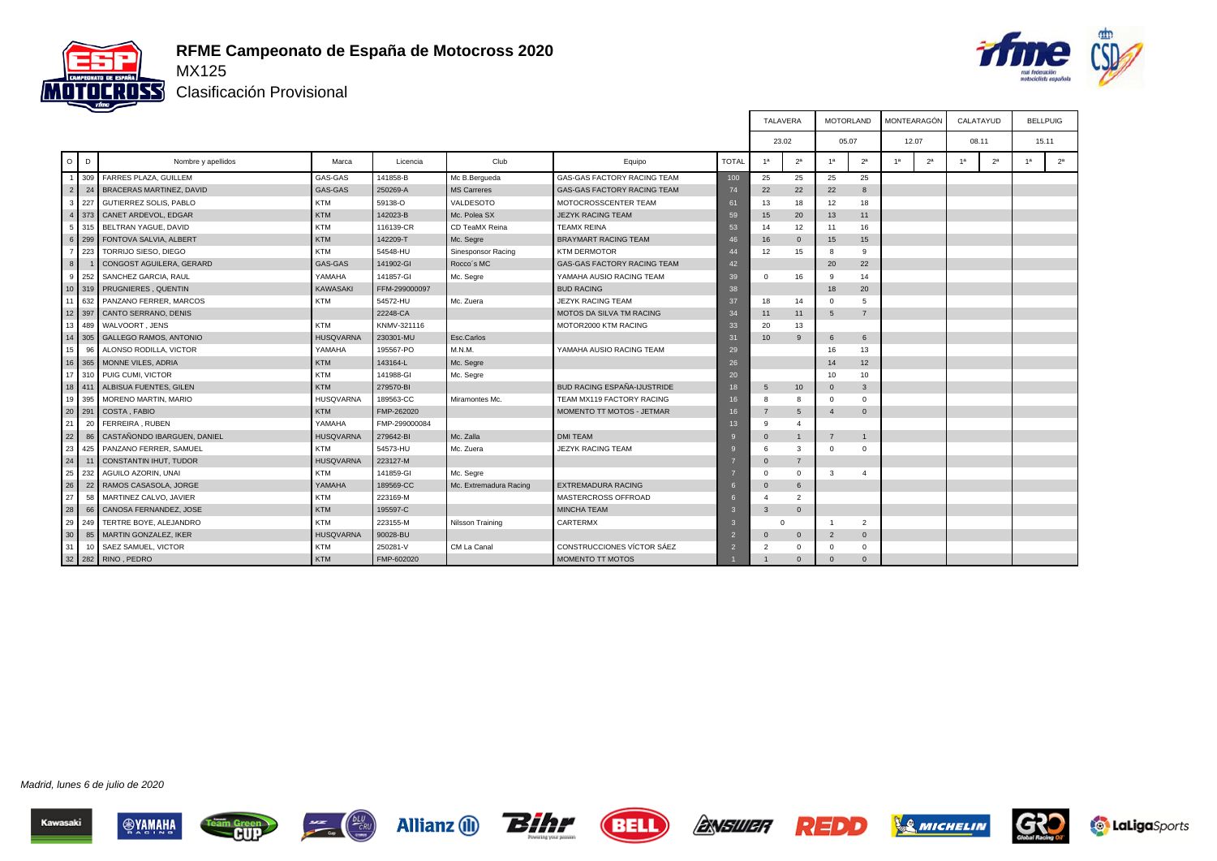# RFME Campeonato de España de Motocross 2020

## MX125

### Clasificación Provisional

| O | D | Nombre y apellidos | Marca | Licencia | Club | Equipo | TOTAL | TALAVERA 23.02 1ª | 2ª | MOTORLAND 05.07 1ª | 2ª | MONTEARAGÓN 12.07 1ª | 2ª | CALATAYUD 08.11 1ª | 2ª | BELLPUIG 15.11 1ª | 2ª |
|---|---|---|---|---|---|---|---|---|---|---|---|---|---|---|---|---|---|
| 1 | 309 | FARRES PLAZA, GUILLEM | GAS-GAS | 141858-B | Mc B.Bergueda | GAS-GAS FACTORY RACING TEAM | 100 | 25 | 25 | 25 | 25 | | | | | | |
| 2 | 24 | BRACERAS MARTINEZ, DAVID | GAS-GAS | 250269-A | MS Carreres | GAS-GAS FACTORY RACING TEAM | 74 | 22 | 22 | 22 | 8 | | | | | | |
| 3 | 227 | GUTIERREZ SOLIS, PABLO | KTM | 59138-O | VALDESOTO | MOTOCROSSCENTER TEAM | 61 | 13 | 18 | 12 | 18 | | | | | | |
| 4 | 373 | CANET ARDEVOL, EDGAR | KTM | 142023-B | Mc. Polea SX | JEZYK RACING TEAM | 59 | 15 | 20 | 13 | 11 | | | | | | |
| 5 | 315 | BELTRAN YAGUE, DAVID | KTM | 116139-CR | CD TeaMX Reina | TEAMX REINA | 53 | 14 | 12 | 11 | 16 | | | | | | |
| 6 | 299 | FONTOVA SALVIA, ALBERT | KTM | 142209-T | Mc. Segre | BRAYMART RACING TEAM | 46 | 16 | 0 | 15 | 15 | | | | | | |
| 7 | 223 | TORRIJO SIESO, DIEGO | KTM | 54548-HU | Sinesponsor Racing | KTM DERMOTOR | 44 | 12 | 15 | 8 | 9 | | | | | | |
| 8 | 1 | CONGOST AGUILERA, GERARD | GAS-GAS | 141902-GI | Rocco´s MC | GAS-GAS FACTORY RACING TEAM | 42 | | | 20 | 22 | | | | | | |
| 9 | 252 | SANCHEZ GARCIA, RAUL | YAMAHA | 141857-GI | Mc. Segre | YAMAHA AUSIO RACING TEAM | 39 | 0 | 16 | 9 | 14 | | | | | | |
| 10 | 319 | PRUGNIERES , QUENTIN | KAWASAKI | FFM-299000097 | | BUD RACING | 38 | | | 18 | 20 | | | | | | |
| 11 | 632 | PANZANO FERRER, MARCOS | KTM | 54572-HU | Mc. Zuera | JEZYK RACING TEAM | 37 | 18 | 14 | 0 | 5 | | | | | | |
| 12 | 397 | CANTO SERRANO, DENIS | | 22248-CA | | MOTOS DA SILVA TM RACING | 34 | 11 | 11 | 5 | 7 | | | | | | |
| 13 | 489 | WALVOORT , JENS | KTM | KNMV-321116 | | MOTOR2000 KTM RACING | 33 | 20 | 13 | | | | | | | | |
| 14 | 305 | GALLEGO RAMOS, ANTONIO | HUSQVARNA | 230301-MU | Esc.Carlos | | 31 | 10 | 9 | 6 | 6 | | | | | | |
| 15 | 96 | ALONSO RODILLA, VICTOR | YAMAHA | 195567-PO | M.N.M. | YAMAHA AUSIO RACING TEAM | 29 | | | 16 | 13 | | | | | | |
| 16 | 365 | MONNE VILES, ADRIA | KTM | 143164-L | Mc. Segre | | 26 | | | 14 | 12 | | | | | | |
| 17 | 310 | PUIG CUMI, VICTOR | KTM | 141988-GI | Mc. Segre | | 20 | | | 10 | 10 | | | | | | |
| 18 | 411 | ALBISUA FUENTES, GILEN | KTM | 279570-BI | | BUD RACING ESPAÑA-IJUSTRIDE | 18 | 5 | 10 | 0 | 3 | | | | | | |
| 19 | 395 | MORENO MARTIN, MARIO | HUSQVARNA | 189563-CC | Miramontes Mc. | TEAM MX119 FACTORY RACING | 16 | 8 | 8 | 0 | 0 | | | | | | |
| 20 | 291 | COSTA , FABIO | KTM | FMP-262020 | | MOMENTO TT MOTOS - JETMAR | 16 | 7 | 5 | 4 | 0 | | | | | | |
| 21 | 20 | FERREIRA , RUBEN | YAMAHA | FMP-299000084 | | | 13 | 9 | 4 | | | | | | | | |
| 22 | 86 | CASTAÑONDO IBARGUEN, DANIEL | HUSQVARNA | 279642-BI | Mc. Zalla | DMI TEAM | 9 | 0 | 1 | 7 | 1 | | | | | | |
| 23 | 425 | PANZANO FERRER, SAMUEL | KTM | 54573-HU | Mc. Zuera | JEZYK RACING TEAM | 9 | 6 | 3 | 0 | 0 | | | | | | |
| 24 | 11 | CONSTANTIN IHUT, TUDOR | HUSQVARNA | 223127-M | | | 7 | 0 | 7 | | | | | | | | |
| 25 | 232 | AGUILO AZORIN, UNAI | KTM | 141859-GI | Mc. Segre | | 7 | 0 | 0 | 3 | 4 | | | | | | |
| 26 | 22 | RAMOS CASASOLA, JORGE | YAMAHA | 189569-CC | Mc. Extremadura Racing | EXTREMADURA RACING | 6 | 0 | 6 | | | | | | | | |
| 27 | 58 | MARTINEZ CALVO, JAVIER | KTM | 223169-M | | MASTERCROSS OFFROAD | 6 | 4 | 2 | | | | | | | | |
| 28 | 66 | CANOSA FERNANDEZ, JOSE | KTM | 195597-C | | MINCHA TEAM | 3 | 3 | 0 | | | | | | | | |
| 29 | 249 | TERTRE BOYE, ALEJANDRO | KTM | 223155-M | Nilsson Training | CARTERMX | 3 | 0 | | 1 | 2 | | | | | | |
| 30 | 85 | MARTIN GONZALEZ, IKER | HUSQVARNA | 90028-BU | | | 2 | 0 | 0 | 2 | 0 | | | | | | |
| 31 | 10 | SAEZ SAMUEL, VICTOR | KTM | 250281-V | CM La Canal | CONSTRUCCIONES VÍCTOR SÁEZ | 2 | 2 | 0 | 0 | 0 | | | | | | |
| 32 | 282 | RINO , PEDRO | KTM | FMP-602020 | | MOMENTO TT MOTOS | 1 | 1 | 0 | 0 | 0 | | | | | | |

*Madrid, lunes 6 de julio de 2020*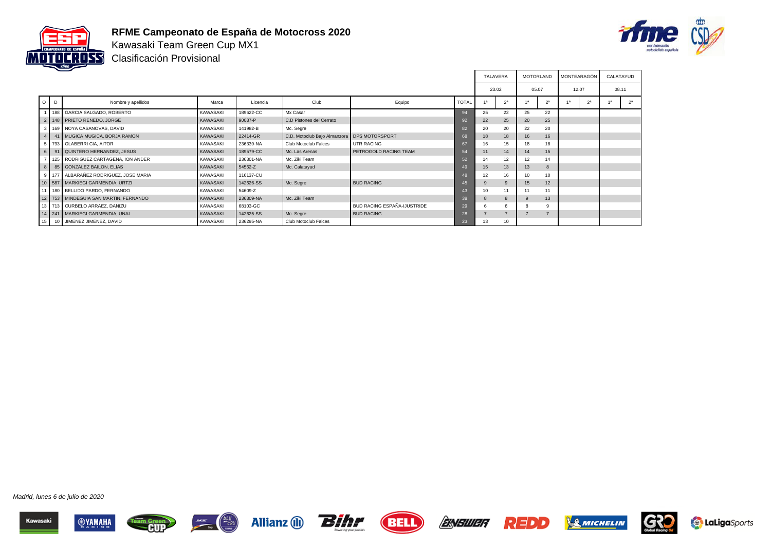# RFME Campeonato de España de Motocross 2020

Kawasaki Team Green Cup MX1

Clasificación Provisional

| | | | | | | | | TALAVERA | | MOTORLAND | | MONTEARAGÓN | | CALATAYUD | |
|---|---|---|---|---|---|---|---|---|---|---|---|---|---|---|---|
| | | | | | | | | 23.02 | | 05.07 | | 12.07 | | 08.11 | |
| O | D | Nombre y apellidos | Marca | Licencia | Club | Equipo | TOTAL | 1ª | 2ª | 1ª | 2ª | 1ª | 2ª | 1ª | 2ª |
| 1 | 188 | GARCIA SALGADO, ROBERTO | KAWASAKI | 189622-CC | Mx Casar | | 94 | 25 | 22 | 25 | 22 | | | | |
| 2 | 148 | PRIETO RENEDO, JORGE | KAWASAKI | 90037-P | C.D Pistones del Cerrato | | 92 | 22 | 25 | 20 | 25 | | | | |
| 3 | 169 | NOYA CASANOVAS, DAVID | KAWASAKI | 141982-B | Mc. Segre | | 82 | 20 | 20 | 22 | 20 | | | | |
| 4 | 41 | MUGICA MUGICA, BORJA RAMON | KAWASAKI | 22414-GR | C.D. Motoclub Bajo Almanzora | DPS MOTORSPORT | 68 | 18 | 18 | 16 | 16 | | | | |
| 5 | 793 | OLABERRI CIA, AITOR | KAWASAKI | 236339-NA | Club Motoclub Falces | UTR RACING | 67 | 16 | 15 | 18 | 18 | | | | |
| 6 | 91 | QUINTERO HERNANDEZ, JESUS | KAWASAKI | 189579-CC | Mc. Las Arenas | PETROGOLD RACING TEAM | 54 | 11 | 14 | 14 | 15 | | | | |
| 7 | 125 | RODRIGUEZ CARTAGENA, ION ANDER | KAWASAKI | 236301-NA | Mc. Ziki Team | | 52 | 14 | 12 | 12 | 14 | | | | |
| 8 | 85 | GONZALEZ BAILON, ELIAS | KAWASAKI | 54562-Z | Mc. Calatayud | | 49 | 15 | 13 | 13 | 8 | | | | |
| 9 | 177 | ALBARAÑEZ RODRIGUEZ, JOSE MARIA | KAWASAKI | 116137-CU | | | 48 | 12 | 16 | 10 | 10 | | | | |
| 10 | 587 | MARKIEGI GARMENDIA, URTZI | KAWASAKI | 142626-SS | Mc. Segre | BUD RACING | 45 | 9 | 9 | 15 | 12 | | | | |
| 11 | 180 | BELLIDO PARDO, FERNANDO | KAWASAKI | 54609-Z | | | 43 | 10 | 11 | 11 | 11 | | | | |
| 12 | 753 | MINDEGUIA SAN MARTIN, FERNANDO | KAWASAKI | 236309-NA | Mc. Ziki Team | | 38 | 8 | 8 | 9 | 13 | | | | |
| 13 | 713 | CURBELO ARRAEZ, DANIZU | KAWASAKI | 68103-GC | | BUD RACING ESPAÑA-IJUSTRIDE | 29 | 6 | 6 | 8 | 9 | | | | |
| 14 | 241 | MARKIEGI GARMENDIA, UNAI | KAWASAKI | 142625-SS | Mc. Segre | BUD RACING | 28 | 7 | 7 | 7 | 7 | | | | |
| 15 | 10 | JIMENEZ JIMENEZ, DAVID | KAWASAKI | 236295-NA | Club Motoclub Falces | | 23 | 13 | 10 | | | | | | |

*Madrid, lunes 6 de julio de 2020*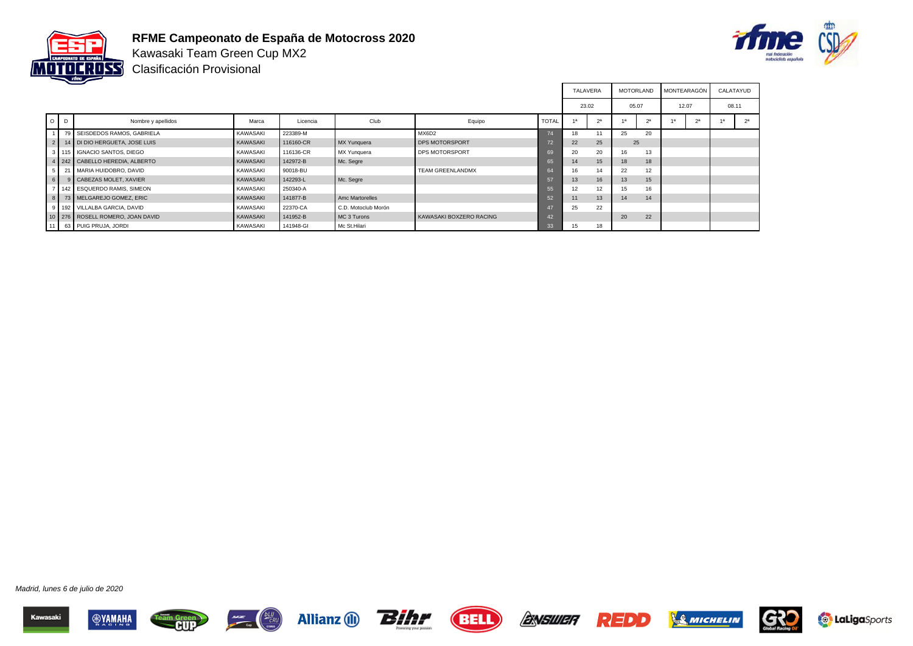# RFME Campeonato de España de Motocross 2020

Kawasaki Team Green Cup MX2

Clasificación Provisional

| | | | | | | | | TALAVERA | | MOTORLAND | | MONTEARAGÓN | | CALATAYUD | |
|---|---|---|---|---|---|---|---|---|---|---|---|---|---|---|---|
| | | | | | | | | 23.02 | | 05.07 | | 12.07 | | 08.11 | |
| O | D | Nombre y apellidos | Marca | Licencia | Club | Equipo | TOTAL | 1ª | 2ª | 1ª | 2ª | 1ª | 2ª | 1ª | 2ª |
| 1 | 79 | SEISDEDOS RAMOS, GABRIELA | KAWASAKI | 223389-M | | MX6D2 | 74 | 18 | 11 | 25 | 20 | | | | |
| 2 | 14 | DI DIO HERGUETA, JOSE LUIS | KAWASAKI | 116160-CR | MX Yunquera | DPS MOTORSPORT | 72 | 22 | 25 | 25 | | | | | |
| 3 | 115 | IGNACIO SANTOS, DIEGO | KAWASAKI | 116136-CR | MX Yunquera | DPS MOTORSPORT | 69 | 20 | 20 | 16 | 13 | | | | |
| 4 | 242 | CABELLO HEREDIA, ALBERTO | KAWASAKI | 142972-B | Mc. Segre | | 65 | 14 | 15 | 18 | 18 | | | | |
| 5 | 21 | MARIA HUIDOBRO, DAVID | KAWASAKI | 90018-BU | | TEAM GREENLANDMX | 64 | 16 | 14 | 22 | 12 | | | | |
| 6 | 9 | CABEZAS MOLET, XAVIER | KAWASAKI | 142293-L | Mc. Segre | | 57 | 13 | 16 | 13 | 15 | | | | |
| 7 | 142 | ESQUERDO RAMIS, SIMEON | KAWASAKI | 250340-A | | | 55 | 12 | 12 | 15 | 16 | | | | |
| 8 | 73 | MELGAREJO GOMEZ, ERIC | KAWASAKI | 141877-B | Amc Martorelles | | 52 | 11 | 13 | 14 | 14 | | | | |
| 9 | 192 | VILLALBA GARCIA, DAVID | KAWASAKI | 22370-CA | C.D. Motoclub Morón | | 47 | 25 | 22 | | | | | | |
| 10 | 276 | ROSELL ROMERO, JOAN DAVID | KAWASAKI | 141952-B | MC 3 Turons | KAWASAKI BOXZERO RACING | 42 | | | 20 | 22 | | | | |
| 11 | 63 | PUIG PRUJA, JORDI | KAWASAKI | 141948-GI | Mc St.Hilari | | 33 | 15 | 18 | | | | | | |

*Madrid, lunes 6 de julio de 2020*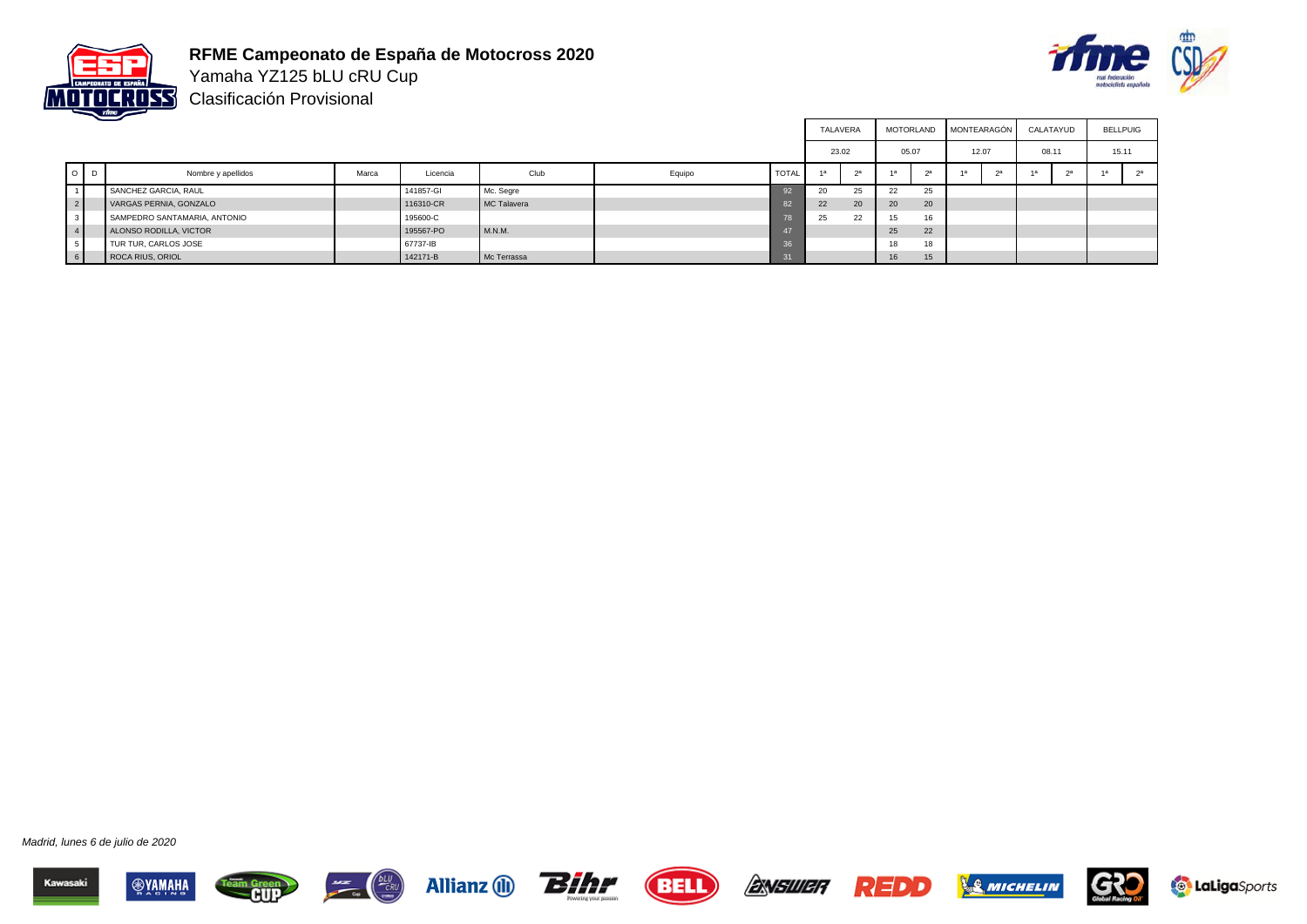# RFME Campeonato de España de Motocross 2020

Yamaha YZ125 bLU cRU Cup

Clasificación Provisional

| | | | | | | | | TALAVERA | | MOTORLAND | | MONTEARAGÓN | | CALATAYUD | | BELLPUIG | |
|---|---|---|---|---|---|---|---|---|---|---|---|---|---|---|---|---|---|
| | | | | | | | | 23.02 | | 05.07 | | 12.07 | | 08.11 | | 15.11 | |
| O | D | Nombre y apellidos | Marca | Licencia | Club | Equipo | TOTAL | 1ª | 2ª | 1ª | 2ª | 1ª | 2ª | 1ª | 2ª | 1ª | 2ª |
| 1 | | SANCHEZ GARCIA, RAUL | | 141857-GI | Mc. Segre | | 92 | 20 | 25 | 22 | 25 | | | | | | |
| 2 | | VARGAS PERNIA, GONZALO | | 116310-CR | MC Talavera | | 82 | 22 | 20 | 20 | 20 | | | | | | |
| 3 | | SAMPEDRO SANTAMARIA, ANTONIO | | 195600-C | | | 78 | 25 | 22 | 15 | 16 | | | | | | |
| 4 | | ALONSO RODILLA, VICTOR | | 195567-PO | M.N.M. | | 47 | | | 25 | 22 | | | | | | |
| 5 | | TUR TUR, CARLOS JOSE | | 67737-IB | | | 36 | | | 18 | 18 | | | | | | |
| 6 | | ROCA RIUS, ORIOL | | 142171-B | Mc Terrassa | | 31 | | | 16 | 15 | | | | | | |

*Madrid, lunes 6 de julio de 2020*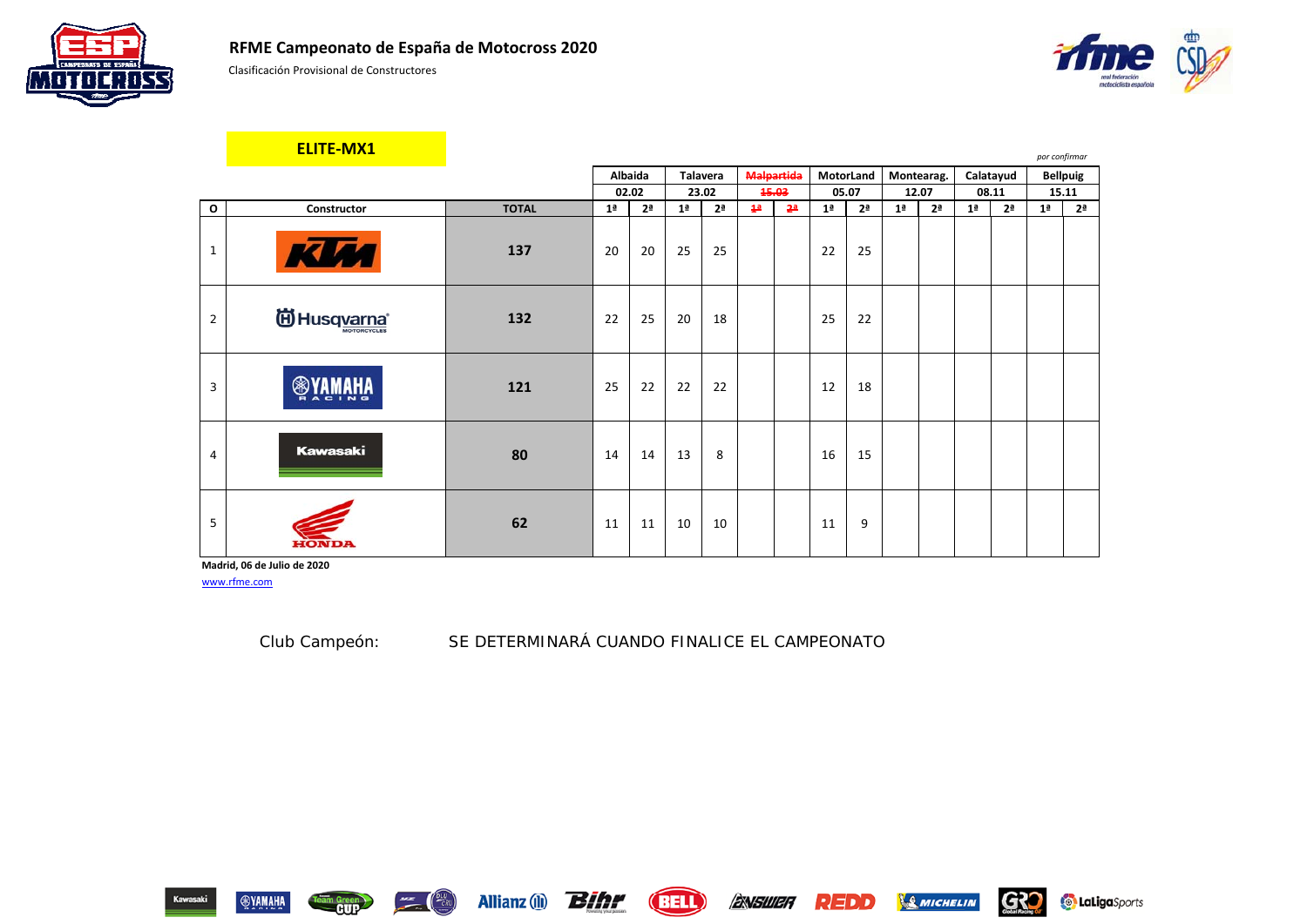# RFME Campeonato de España de Motocross 2020

Clasificación Provisional de Constructores

## ELITE-MX1

*por confirmar*

| O | Constructor | TOTAL | Albaida 02.02 1ª | Albaida 02.02 2ª | Talavera 23.02 1ª | Talavera 23.02 2ª | ~~Malpartida 15.03~~ ~~1ª~~ | ~~Malpartida 15.03~~ ~~2ª~~ | MotorLand 05.07 1ª | MotorLand 05.07 2ª | Montearag. 12.07 1ª | Montearag. 12.07 2ª | Calatayud 08.11 1ª | Calatayud 08.11 2ª | Bellpuig 15.11 1ª | Bellpuig 15.11 2ª |
|---|---|---|---|---|---|---|---|---|---|---|---|---|---|---|---|---|
| 1 | KTM | **137** | 20 | 20 | 25 | 25 | | | 22 | 25 | | | | | | |
| 2 | Husqvarna | **132** | 22 | 25 | 20 | 18 | | | 25 | 22 | | | | | | |
| 3 | Yamaha | **121** | 25 | 22 | 22 | 22 | | | 12 | 18 | | | | | | |
| 4 | Kawasaki | **80** | 14 | 14 | 13 | 8 | | | 16 | 15 | | | | | | |
| 5 | Honda | **62** | 11 | 11 | 10 | 10 | | | 11 | 9 | | | | | | |

**Madrid, 06 de Julio de 2020**

www.rfme.com

Club Campeón: SE DETERMINARÁ CUANDO FINALICE EL CAMPEONATO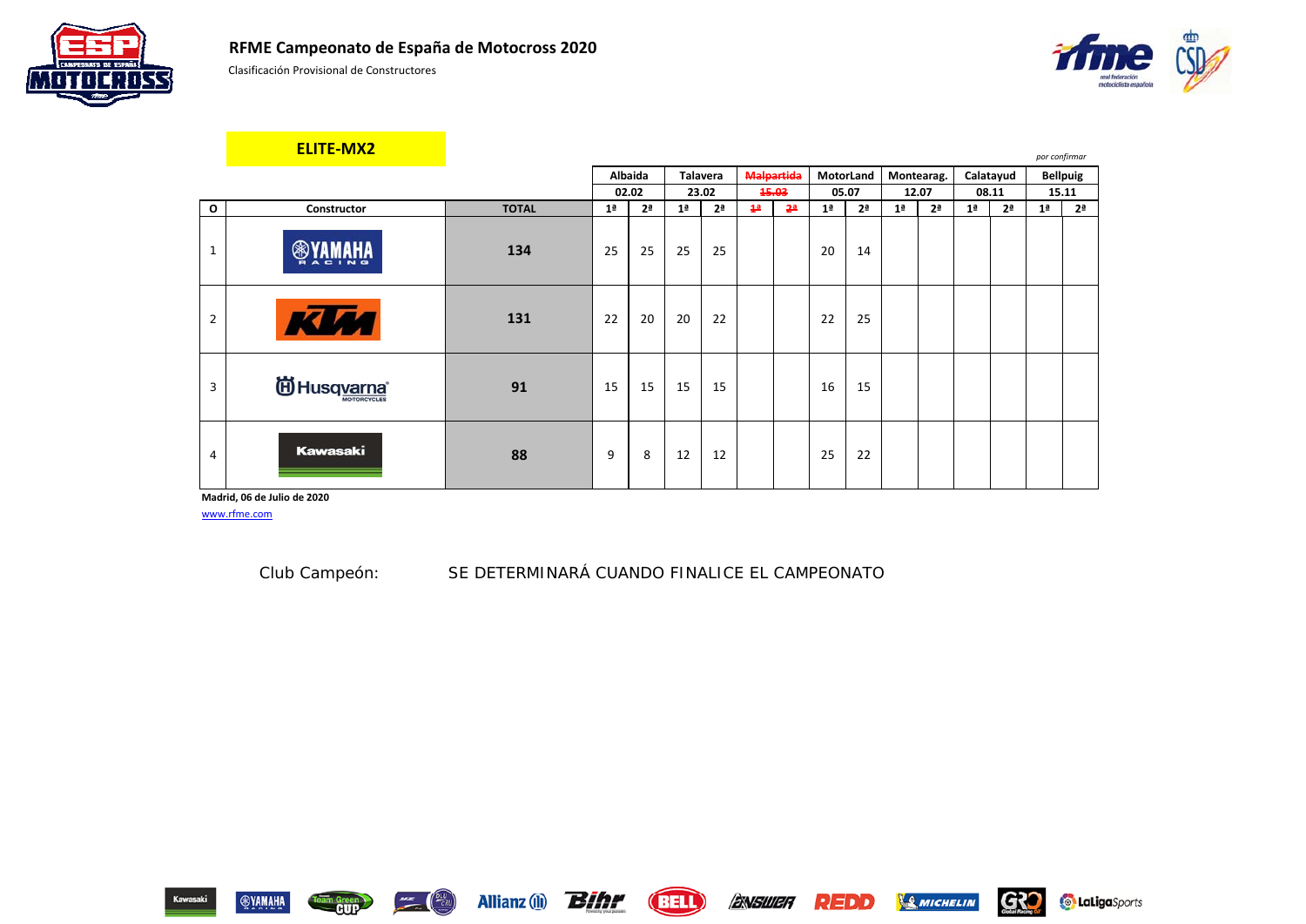# RFME Campeonato de España de Motocross 2020

Clasificación Provisional de Constructores

## ELITE-MX2

*por confirmar*

| O | Constructor | TOTAL | Albaida 02.02 1ª | Albaida 02.02 2ª | Talavera 23.02 1ª | Talavera 23.02 2ª | ~~Malpartida~~ ~~15.03~~ ~~1ª~~ | ~~Malpartida~~ ~~15.03~~ ~~2ª~~ | MotorLand 05.07 1ª | MotorLand 05.07 2ª | Montearag. 12.07 1ª | Montearag. 12.07 2ª | Calatayud 08.11 1ª | Calatayud 08.11 2ª | Bellpuig 15.11 1ª | Bellpuig 15.11 2ª |
|---|---|---|---|---|---|---|---|---|---|---|---|---|---|---|---|---|
| 1 | YAMAHA RACING | **134** | 25 | 25 | 25 | 25 | | | 20 | 14 | | | | | | |
| 2 | KTM | **131** | 22 | 20 | 20 | 22 | | | 22 | 25 | | | | | | |
| 3 | Husqvarna MOTORCYCLES | **91** | 15 | 15 | 15 | 15 | | | 16 | 15 | | | | | | |
| 4 | Kawasaki | **88** | 9 | 8 | 12 | 12 | | | 25 | 22 | | | | | | |

**Madrid, 06 de Julio de 2020**

www.rfme.com

Club Campeón: SE DETERMINARÁ CUANDO FINALICE EL CAMPEONATO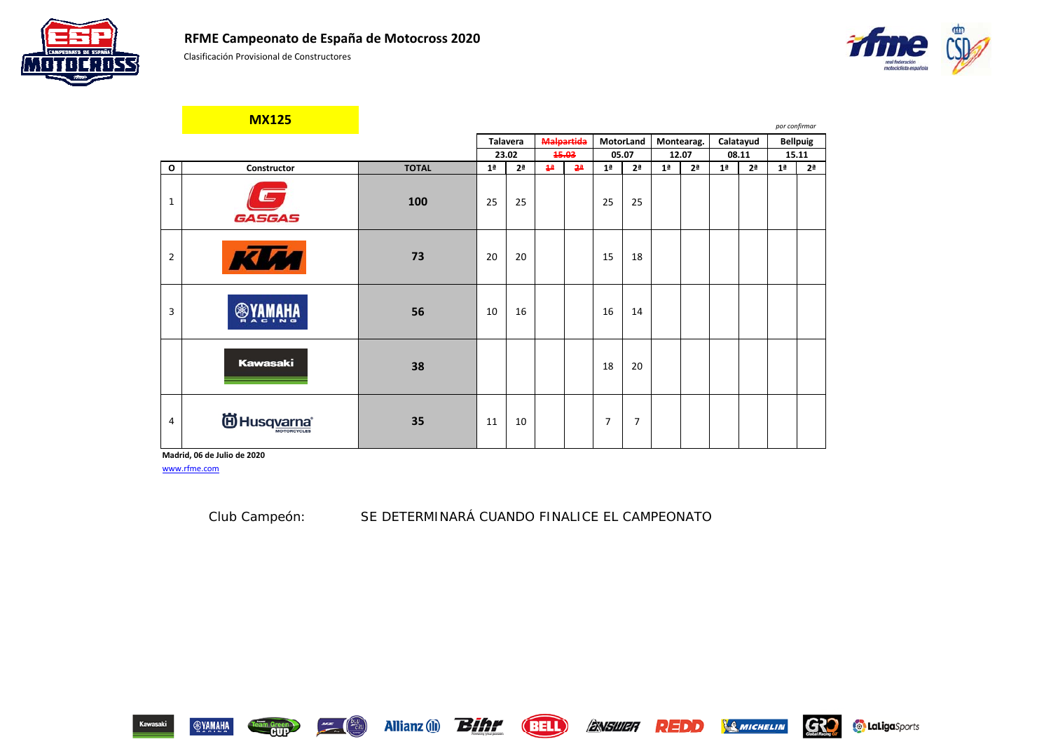# RFME Campeonato de España de Motocross 2020

Clasificación Provisional de Constructores

## MX125

*por confirmar*

| O | Constructor | TOTAL | Talavera | | ~~Malpartida~~ | | MotorLand | | Montearag. | | Calatayud | | Bellpuig | |
|---|---|---|---|---|---|---|---|---|---|---|---|---|---|---|
| | | | 23.02 | | ~~15.03~~ | | 05.07 | | 12.07 | | 08.11 | | 15.11 | |
| | | | 1ª | 2ª | ~~1ª~~ | ~~2ª~~ | 1ª | 2ª | 1ª | 2ª | 1ª | 2ª | 1ª | 2ª |
| 1 | GASGAS | **100** | 25 | 25 | | | 25 | 25 | | | | | | |
| 2 | KTM | **73** | 20 | 20 | | | 15 | 18 | | | | | | |
| 3 | YAMAHA RACING | **56** | 10 | 16 | | | 16 | 14 | | | | | | |
| | Kawasaki | **38** | | | | | 18 | 20 | | | | | | |
| 4 | Husqvarna MOTORCYCLES | **35** | 11 | 10 | | | 7 | 7 | | | | | | |

**Madrid, 06 de Julio de 2020**

www.rfme.com

Club Campeón: SE DETERMINARÁ CUANDO FINALICE EL CAMPEONATO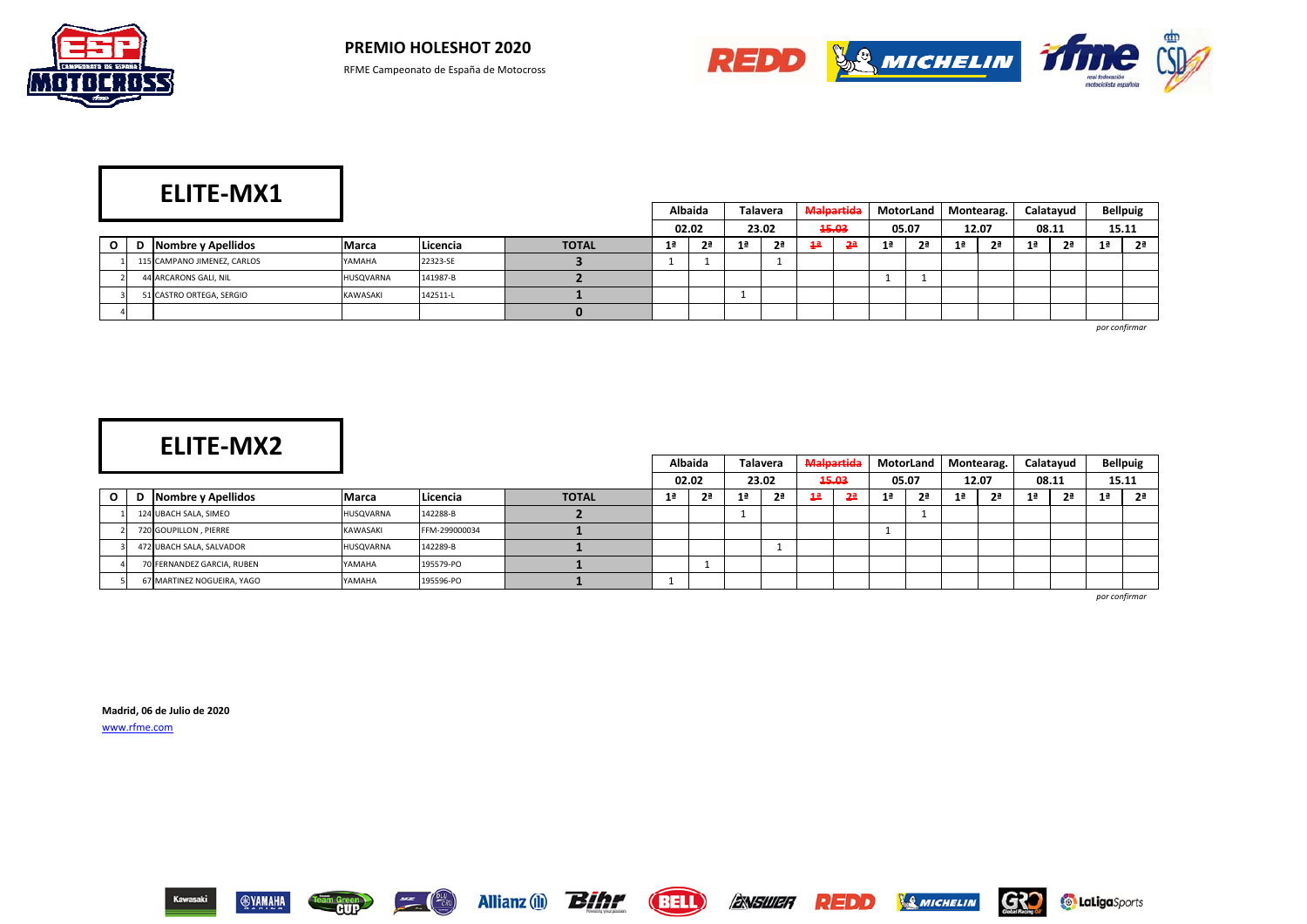# PREMIO HOLESHOT 2020

RFME Campeonato de España de Motocross

## ELITE-MX1

| O | D | Nombre y Apellidos | Marca | Licencia | TOTAL | Albaida 02.02 1ª | Albaida 02.02 2ª | Talavera 23.02 1ª | Talavera 23.02 2ª | ~~Malpartida 15.03~~ ~~1ª~~ | ~~Malpartida 15.03~~ ~~2ª~~ | MotorLand 05.07 1ª | MotorLand 05.07 2ª | Montearag. 12.07 1ª | Montearag. 12.07 2ª | Calatayud 08.11 1ª | Calatayud 08.11 2ª | Bellpuig 15.11 1ª | Bellpuig 15.11 2ª |
|---|---|---|---|---|---|---|---|---|---|---|---|---|---|---|---|---|---|---|---|
| 1 | 115 | CAMPANO JIMENEZ, CARLOS | YAMAHA | 22323-SE | 3 | 1 | 1 | | 1 | | | | | | | | | | |
| 2 | 44 | ARCARONS GALI, NIL | HUSQVARNA | 141987-B | 2 | | | | | | | 1 | 1 | | | | | | |
| 3 | 51 | CASTRO ORTEGA, SERGIO | KAWASAKI | 142511-L | 1 | | | 1 | | | | | | | | | | | |
| 4 | | | | | 0 | | | | | | | | | | | | | | |

*por confirmar*

## ELITE-MX2

| O | D | Nombre y Apellidos | Marca | Licencia | TOTAL | Albaida 02.02 1ª | Albaida 02.02 2ª | Talavera 23.02 1ª | Talavera 23.02 2ª | ~~Malpartida 15.03~~ ~~1ª~~ | ~~Malpartida 15.03~~ ~~2ª~~ | MotorLand 05.07 1ª | MotorLand 05.07 2ª | Montearag. 12.07 1ª | Montearag. 12.07 2ª | Calatayud 08.11 1ª | Calatayud 08.11 2ª | Bellpuig 15.11 1ª | Bellpuig 15.11 2ª |
|---|---|---|---|---|---|---|---|---|---|---|---|---|---|---|---|---|---|---|---|
| 1 | 124 | UBACH SALA, SIMEO | HUSQVARNA | 142288-B | 2 | | | 1 | | | | | 1 | | | | | | |
| 2 | 720 | GOUPILLON , PIERRE | KAWASAKI | FFM-299000034 | 1 | | | | | | | 1 | | | | | | | |
| 3 | 472 | UBACH SALA, SALVADOR | HUSQVARNA | 142289-B | 1 | | | | 1 | | | | | | | | | | |
| 4 | 70 | FERNANDEZ GARCIA, RUBEN | YAMAHA | 195579-PO | 1 | | 1 | | | | | | | | | | | | |
| 5 | 67 | MARTINEZ NOGUEIRA, YAGO | YAMAHA | 195596-PO | 1 | 1 | | | | | | | | | | | | | |

*por confirmar*

**Madrid, 06 de Julio de 2020**

www.rfme.com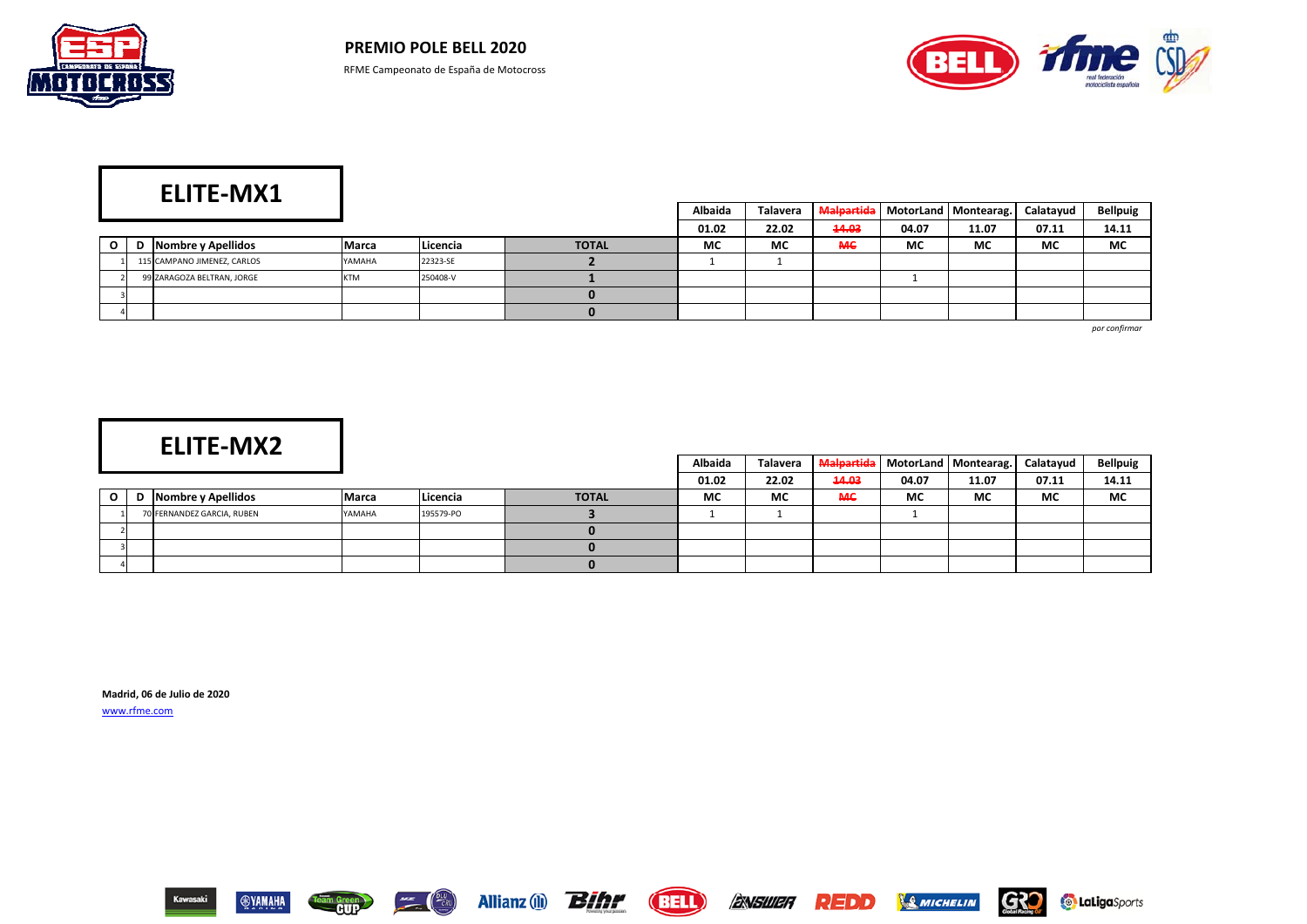**PREMIO POLE BELL 2020**

RFME Campeonato de España de Motocross

## ELITE-MX1

| O | D | Nombre y Apellidos | Marca | Licencia | TOTAL | Albaida 01.02 MC | Talavera 22.02 MC | ~~Malpartida~~ ~~14.03~~ ~~MC~~ | MotorLand 04.07 MC | Montearag. 11.07 MC | Calatayud 07.11 MC | Bellpuig 14.11 MC |
|---|---|---|---|---|---|---|---|---|---|---|---|---|
| 1 | 115 | CAMPANO JIMENEZ, CARLOS | YAMAHA | 22323-SE | 2 | 1 | 1 | | | | | |
| 2 | 99 | ZARAGOZA BELTRAN, JORGE | KTM | 250408-V | 1 | | | | 1 | | | |
| 3 | | | | | 0 | | | | | | | |
| 4 | | | | | 0 | | | | | | | |

*por confirmar*

## ELITE-MX2

| O | D | Nombre y Apellidos | Marca | Licencia | TOTAL | Albaida 01.02 MC | Talavera 22.02 MC | ~~Malpartida~~ ~~14.03~~ ~~MC~~ | MotorLand 04.07 MC | Montearag. 11.07 MC | Calatayud 07.11 MC | Bellpuig 14.11 MC |
|---|---|---|---|---|---|---|---|---|---|---|---|---|
| 1 | 70 | FERNANDEZ GARCIA, RUBEN | YAMAHA | 195579-PO | 3 | 1 | 1 | | 1 | | | |
| 2 | | | | | 0 | | | | | | | |
| 3 | | | | | 0 | | | | | | | |
| 4 | | | | | 0 | | | | | | | |

**Madrid, 06 de Julio de 2020**

www.rfme.com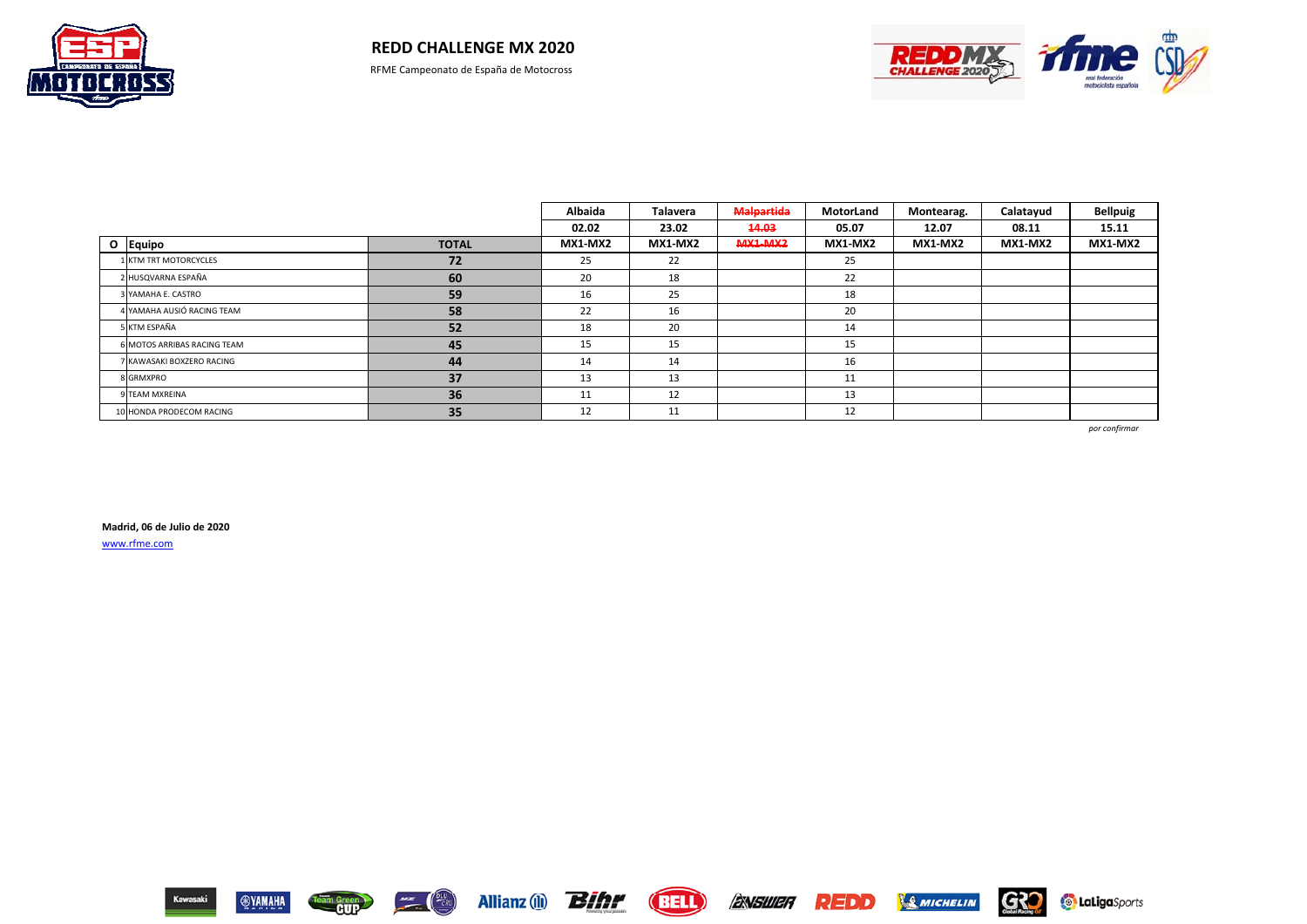# REDD CHALLENGE MX 2020

RFME Campeonato de España de Motocross

| | | | Albaida | Talavera | ~~Malpartida~~ | MotorLand | Montearag. | Calatayud | Bellpuig |
|---|---|---|---|---|---|---|---|---|---|
| | | | 02.02 | 23.02 | ~~14.03~~ | 05.07 | 12.07 | 08.11 | 15.11 |
| O | Equipo | TOTAL | MX1-MX2 | MX1-MX2 | ~~MX1-MX2~~ | MX1-MX2 | MX1-MX2 | MX1-MX2 | MX1-MX2 |
| 1 | KTM TRT MOTORCYCLES | 72 | 25 | 22 | | 25 | | | |
| 2 | HUSQVARNA ESPAÑA | 60 | 20 | 18 | | 22 | | | |
| 3 | YAMAHA E. CASTRO | 59 | 16 | 25 | | 18 | | | |
| 4 | YAMAHA AUSIÓ RACING TEAM | 58 | 22 | 16 | | 20 | | | |
| 5 | KTM ESPAÑA | 52 | 18 | 20 | | 14 | | | |
| 6 | MOTOS ARRIBAS RACING TEAM | 45 | 15 | 15 | | 15 | | | |
| 7 | KAWASAKI BOXZERO RACING | 44 | 14 | 14 | | 16 | | | |
| 8 | GRMXPRO | 37 | 13 | 13 | | 11 | | | |
| 9 | TEAM MXREINA | 36 | 11 | 12 | | 13 | | | |
| 10 | HONDA PRODECOM RACING | 35 | 12 | 11 | | 12 | | | |

*por confirmar*

**Madrid, 06 de Julio de 2020**

www.rfme.com